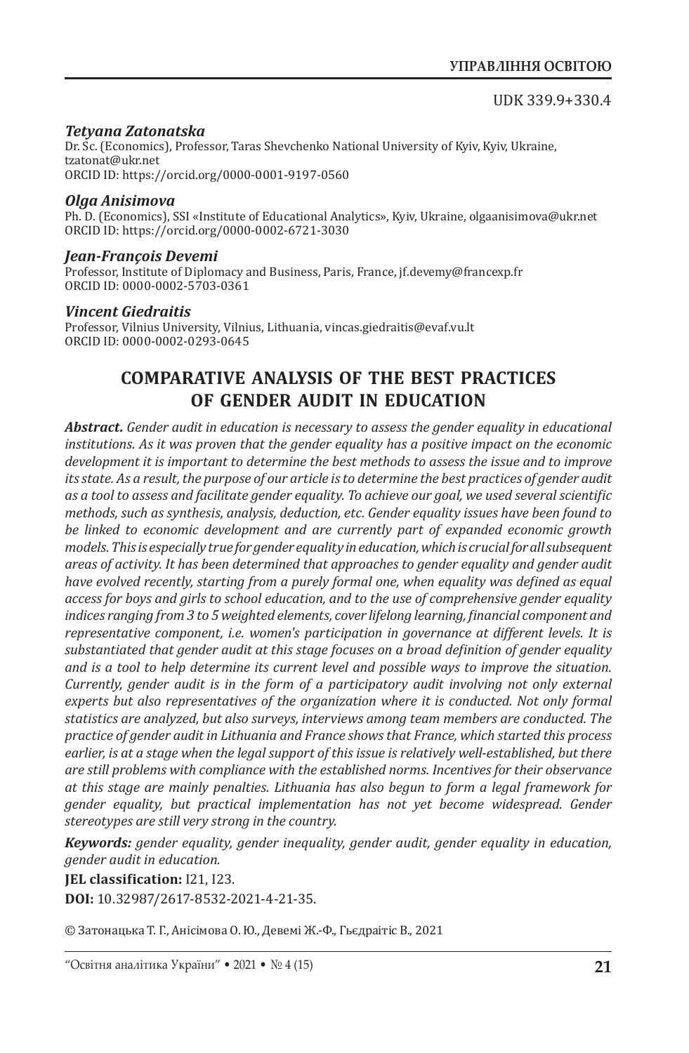UDK 339.9+330.4

***Tetyana Zatonatska***
Dr. Sc. (Economics), Professor, Taras Shevchenko National University of Kyiv, Kyiv, Ukraine, tzatonat@ukr.net
ORCID ID: https://orcid.org/0000-0001-9197-0560

***Olga Anisimova***
Ph. D. (Economics), SSI «Institute of Educational Analytics», Kyiv, Ukraine, olgaanisimova@ukr.net
ORCID ID: https://orcid.org/0000-0002-6721-3030

***Jean-François Devemi***
Professor, Institute of Diplomacy and Business, Paris, France, jf.devemy@francexp.fr
ORCID ID: 0000-0002-5703-0361

***Vincent Giedraitis***
Professor, Vilnius University, Vilnius, Lithuania, vincas.giedraitis@evaf.vu.lt
ORCID ID: 0000-0002-0293-0645

# COMPARATIVE ANALYSIS OF THE BEST PRACTICES OF GENDER AUDIT IN EDUCATION

***Abstract.*** *Gender audit in education is necessary to assess the gender equality in educational institutions. As it was proven that the gender equality has a positive impact on the economic development it is important to determine the best methods to assess the issue and to improve its state. As a result, the purpose of our article is to determine the best practices of gender audit as a tool to assess and facilitate gender equality. To achieve our goal, we used several scientific methods, such as synthesis, analysis, deduction, etc. Gender equality issues have been found to be linked to economic development and are currently part of expanded economic growth models. This is especially true for gender equality in education, which is crucial for all subsequent areas of activity. It has been determined that approaches to gender equality and gender audit have evolved recently, starting from a purely formal one, when equality was defined as equal access for boys and girls to school education, and to the use of comprehensive gender equality indices ranging from 3 to 5 weighted elements, cover lifelong learning, financial component and representative component, i.e. women's participation in governance at different levels. It is substantiated that gender audit at this stage focuses on a broad definition of gender equality and is a tool to help determine its current level and possible ways to improve the situation. Currently, gender audit is in the form of a participatory audit involving not only external experts but also representatives of the organization where it is conducted. Not only formal statistics are analyzed, but also surveys, interviews among team members are conducted. The practice of gender audit in Lithuania and France shows that France, which started this process earlier, is at a stage when the legal support of this issue is relatively well-established, but there are still problems with compliance with the established norms. Incentives for their observance at this stage are mainly penalties. Lithuania has also begun to form a legal framework for gender equality, but practical implementation has not yet become widespread. Gender stereotypes are still very strong in the country.*

***Keywords:*** *gender equality, gender inequality, gender audit, gender equality in education, gender audit in education.*

**JEL classification:** I21, I23.

**DOI:** 10.32987/2617-8532-2021-4-21-35.

© Затонацька Т. Г., Анісімова О. Ю., Девемі Ж.-Ф., Гьєдраітіс В., 2021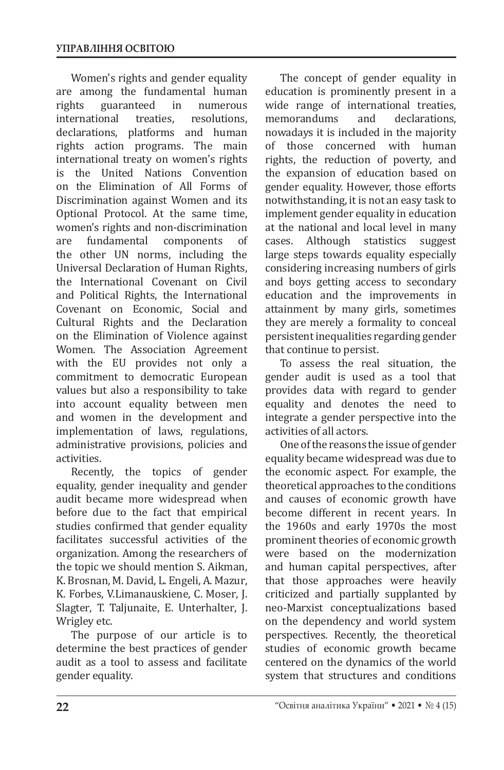Women's rights and gender equality are among the fundamental human rights guaranteed in numerous international treaties, resolutions, declarations, platforms and human rights action programs. The main international treaty on women's rights is the United Nations Convention on the Elimination of All Forms of Discrimination against Women and its Optional Protocol. At the same time, women's rights and non-discrimination are fundamental components of the other UN norms, including the Universal Declaration of Human Rights, the International Covenant on Civil and Political Rights, the International Covenant on Economic, Social and Cultural Rights and the Declaration on the Elimination of Violence against Women. The Association Agreement with the EU provides not only a commitment to democratic European values but also a responsibility to take into account equality between men and women in the development and implementation of laws, regulations, administrative provisions, policies and activities.

Recently, the topics of gender equality, gender inequality and gender audit became more widespread when before due to the fact that empirical studies confirmed that gender equality facilitates successful activities of the organization. Among the researchers of the topic we should mention S. Aikman, K. Brosnan, M. David, L. Engeli, A. Mazur, K. Forbes, V.Limanauskiene, C. Moser, J. Slagter, T. Taljunaite, E. Unterhalter, J. Wrigley etc.

The purpose of our article is to determine the best practices of gender audit as a tool to assess and facilitate gender equality.

The concept of gender equality in education is prominently present in a wide range of international treaties, memorandums and declarations, nowadays it is included in the majority of those concerned with human rights, the reduction of poverty, and the expansion of education based on gender equality. However, those efforts notwithstanding, it is not an easy task to implement gender equality in education at the national and local level in many cases. Although statistics suggest large steps towards equality especially considering increasing numbers of girls and boys getting access to secondary education and the improvements in attainment by many girls, sometimes they are merely a formality to conceal persistent inequalities regarding gender that continue to persist.

To assess the real situation, the gender audit is used as a tool that provides data with regard to gender equality and denotes the need to integrate a gender perspective into the activities of all actors.

One of the reasons the issue of gender equality became widespread was due to the economic aspect. For example, the theoretical approaches to the conditions and causes of economic growth have become different in recent years. In the 1960s and early 1970s the most prominent theories of economic growth were based on the modernization and human capital perspectives, after that those approaches were heavily criticized and partially supplanted by neo-Marxist conceptualizations based on the dependency and world system perspectives. Recently, the theoretical studies of economic growth became centered on the dynamics of the world system that structures and conditions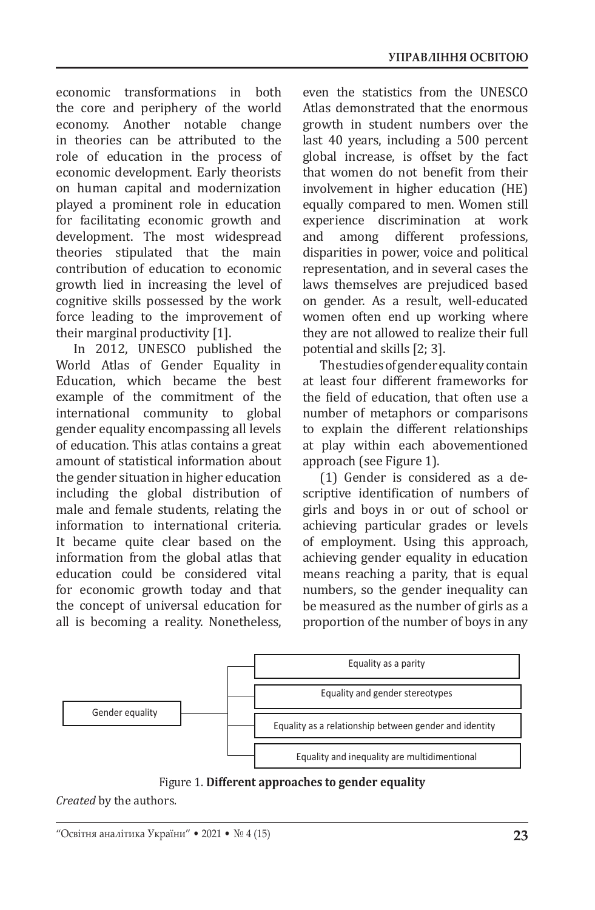economic transformations in both the core and periphery of the world economy. Another notable change in theories can be attributed to the role of education in the process of economic development. Early theorists on human capital and modernization played a prominent role in education for facilitating economic growth and development. The most widespread theories stipulated that the main contribution of education to economic growth lied in increasing the level of cognitive skills possessed by the work force leading to the improvement of their marginal productivity [1].

In 2012, UNESCO published the World Atlas of Gender Equality in Education, which became the best example of the commitment of the international community to global gender equality encompassing all levels of education. This atlas contains a great amount of statistical information about the gender situation in higher education including the global distribution of male and female students, relating the information to international criteria. It became quite clear based on the information from the global atlas that education could be considered vital for economic growth today and that the concept of universal education for all is becoming a reality. Nonetheless, even the statistics from the UNESCO Atlas demonstrated that the enormous growth in student numbers over the last 40 years, including a 500 percent global increase, is offset by the fact that women do not benefit from their involvement in higher education (HE) equally compared to men. Women still experience discrimination at work and among different professions, disparities in power, voice and political representation, and in several cases the laws themselves are prejudiced based on gender. As a result, well-educated women often end up working where they are not allowed to realize their full potential and skills [2; 3].

The studies of gender equality contain at least four different frameworks for the field of education, that often use a number of metaphors or comparisons to explain the different relationships at play within each abovementioned approach (see Figure 1).

(1) Gender is considered as a descriptive identification of numbers of girls and boys in or out of school or achieving particular grades or levels of employment. Using this approach, achieving gender equality in education means reaching a parity, that is equal numbers, so the gender inequality can be measured as the number of girls as a proportion of the number of boys in any

- Gender equality
  - Equality as a parity
  - Equality and gender stereotypes
  - Equality as a relationship between gender and identity
  - Equality and inequality are multidimentional

Figure 1. **Different approaches to gender equality**

*Created* by the authors.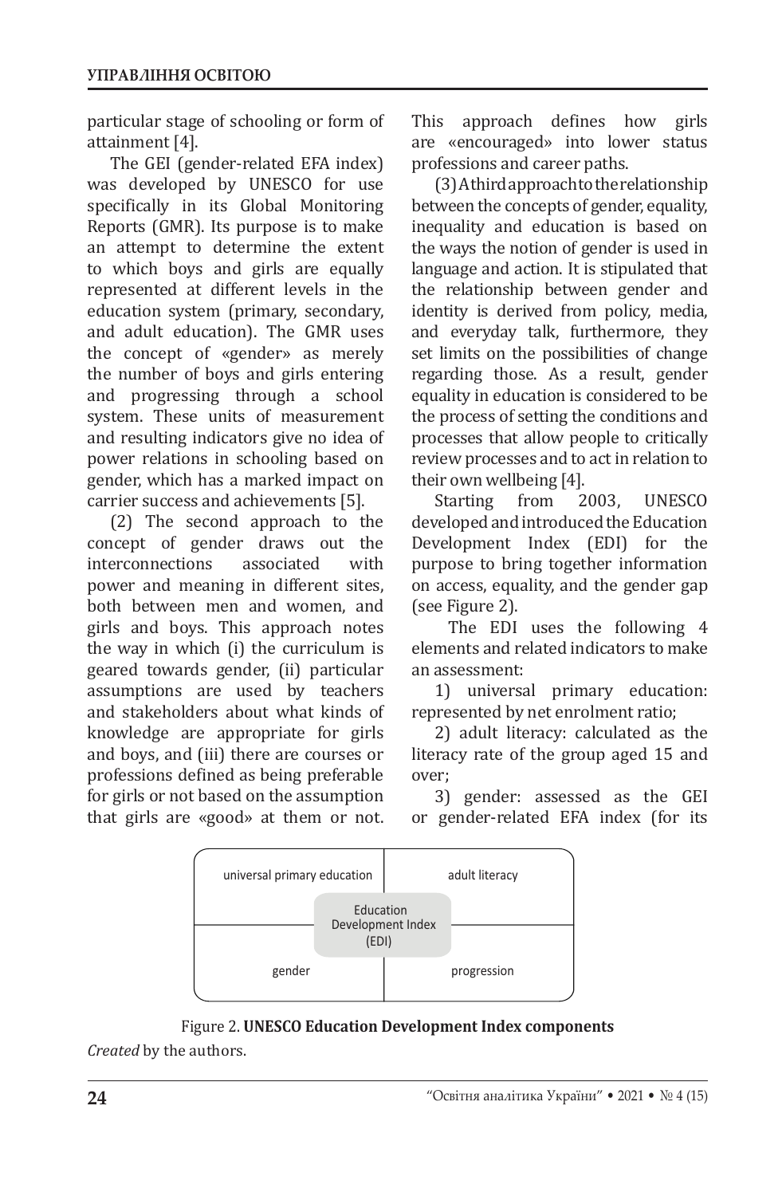particular stage of schooling or form of attainment [4].

The GEI (gender-related EFA index) was developed by UNESCO for use specifically in its Global Monitoring Reports (GMR). Its purpose is to make an attempt to determine the extent to which boys and girls are equally represented at different levels in the education system (primary, secondary, and adult education). The GMR uses the concept of «gender» as merely the number of boys and girls entering and progressing through a school system. These units of measurement and resulting indicators give no idea of power relations in schooling based on gender, which has a marked impact on carrier success and achievements [5].

(2) The second approach to the concept of gender draws out the interconnections associated with power and meaning in different sites, both between men and women, and girls and boys. This approach notes the way in which (i) the curriculum is geared towards gender, (ii) particular assumptions are used by teachers and stakeholders about what kinds of knowledge are appropriate for girls and boys, and (iii) there are courses or professions defined as being preferable for girls or not based on the assumption that girls are «good» at them or not. This approach defines how girls are «encouraged» into lower status professions and career paths.

(3) A third approach to the relationship between the concepts of gender, equality, inequality and education is based on the ways the notion of gender is used in language and action. It is stipulated that the relationship between gender and identity is derived from policy, media, and everyday talk, furthermore, they set limits on the possibilities of change regarding those. As a result, gender equality in education is considered to be the process of setting the conditions and processes that allow people to critically review processes and to act in relation to their own wellbeing [4].

Starting from 2003, UNESCO developed and introduced the Education Development Index (EDI) for the purpose to bring together information on access, equality, and the gender gap (see Figure 2).

The EDI uses the following 4 elements and related indicators to make an assessment:

1) universal primary education: represented by net enrolment ratio;

2) adult literacy: calculated as the literacy rate of the group aged 15 and over;

3) gender: assessed as the GEI or gender-related EFA index (for its

| universal primary education | adult literacy |
|---|---|
| Education Development Index (EDI) | |
| gender | progression |

Figure 2. **UNESCO Education Development Index components**

*Created* by the authors.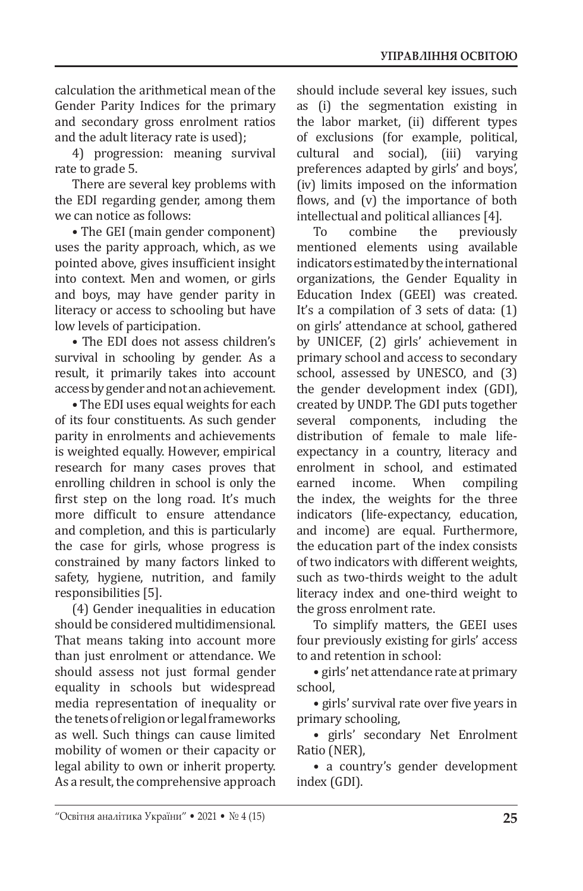calculation the arithmetical mean of the Gender Parity Indices for the primary and secondary gross enrolment ratios and the adult literacy rate is used);

4) progression: meaning survival rate to grade 5.

There are several key problems with the EDI regarding gender, among them we can notice as follows:

• The GEI (main gender component) uses the parity approach, which, as we pointed above, gives insufficient insight into context. Men and women, or girls and boys, may have gender parity in literacy or access to schooling but have low levels of participation.

• The EDI does not assess children's survival in schooling by gender. As a result, it primarily takes into account access by gender and not an achievement.

• The EDI uses equal weights for each of its four constituents. As such gender parity in enrolments and achievements is weighted equally. However, empirical research for many cases proves that enrolling children in school is only the first step on the long road. It's much more difficult to ensure attendance and completion, and this is particularly the case for girls, whose progress is constrained by many factors linked to safety, hygiene, nutrition, and family responsibilities [5].

(4) Gender inequalities in education should be considered multidimensional. That means taking into account more than just enrolment or attendance. We should assess not just formal gender equality in schools but widespread media representation of inequality or the tenets of religion or legal frameworks as well. Such things can cause limited mobility of women or their capacity or legal ability to own or inherit property. As a result, the comprehensive approach should include several key issues, such as (i) the segmentation existing in the labor market, (ii) different types of exclusions (for example, political, cultural and social), (iii) varying preferences adapted by girls' and boys', (iv) limits imposed on the information flows, and (v) the importance of both intellectual and political alliances [4].

To combine the previously mentioned elements using available indicators estimated by the international organizations, the Gender Equality in Education Index (GEEI) was created. It's a compilation of 3 sets of data: (1) on girls' attendance at school, gathered by UNICEF, (2) girls' achievement in primary school and access to secondary school, assessed by UNESCO, and (3) the gender development index (GDI), created by UNDP. The GDI puts together several components, including the distribution of female to male life-expectancy in a country, literacy and enrolment in school, and estimated earned income. When compiling the index, the weights for the three indicators (life-expectancy, education, and income) are equal. Furthermore, the education part of the index consists of two indicators with different weights, such as two-thirds weight to the adult literacy index and one-third weight to the gross enrolment rate.

To simplify matters, the GEEI uses four previously existing for girls' access to and retention in school:

• girls' net attendance rate at primary school,

• girls' survival rate over five years in primary schooling,

• girls' secondary Net Enrolment Ratio (NER),

• a country's gender development index (GDI).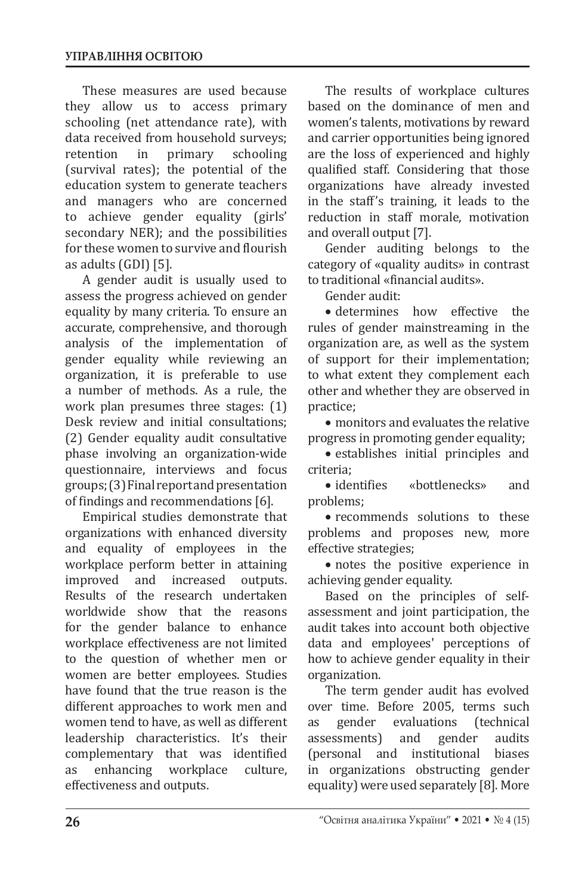These measures are used because they allow us to access primary schooling (net attendance rate), with data received from household surveys; retention in primary schooling (survival rates); the potential of the education system to generate teachers and managers who are concerned to achieve gender equality (girls' secondary NER); and the possibilities for these women to survive and flourish as adults (GDI) [5].

A gender audit is usually used to assess the progress achieved on gender equality by many criteria. To ensure an accurate, comprehensive, and thorough analysis of the implementation of gender equality while reviewing an organization, it is preferable to use a number of methods. As a rule, the work plan presumes three stages: (1) Desk review and initial consultations; (2) Gender equality audit consultative phase involving an organization-wide questionnaire, interviews and focus groups; (3) Final report and presentation of findings and recommendations [6].

Empirical studies demonstrate that organizations with enhanced diversity and equality of employees in the workplace perform better in attaining improved and increased outputs. Results of the research undertaken worldwide show that the reasons for the gender balance to enhance workplace effectiveness are not limited to the question of whether men or women are better employees. Studies have found that the true reason is the different approaches to work men and women tend to have, as well as different leadership characteristics. It's their complementary that was identified as enhancing workplace culture, effectiveness and outputs.

The results of workplace cultures based on the dominance of men and women's talents, motivations by reward and carrier opportunities being ignored are the loss of experienced and highly qualified staff. Considering that those organizations have already invested in the staff's training, it leads to the reduction in staff morale, motivation and overall output [7].

Gender auditing belongs to the category of «quality audits» in contrast to traditional «financial audits».

Gender audit:

- determines how effective the rules of gender mainstreaming in the organization are, as well as the system of support for their implementation; to what extent they complement each other and whether they are observed in practice;
- monitors and evaluates the relative progress in promoting gender equality;
- establishes initial principles and criteria;
- identifies «bottlenecks» and problems;
- recommends solutions to these problems and proposes new, more effective strategies;
- notes the positive experience in achieving gender equality.

Based on the principles of self-assessment and joint participation, the audit takes into account both objective data and employees' perceptions of how to achieve gender equality in their organization.

The term gender audit has evolved over time. Before 2005, terms such as gender evaluations (technical assessments) and gender audits (personal and institutional biases in organizations obstructing gender equality) were used separately [8]. More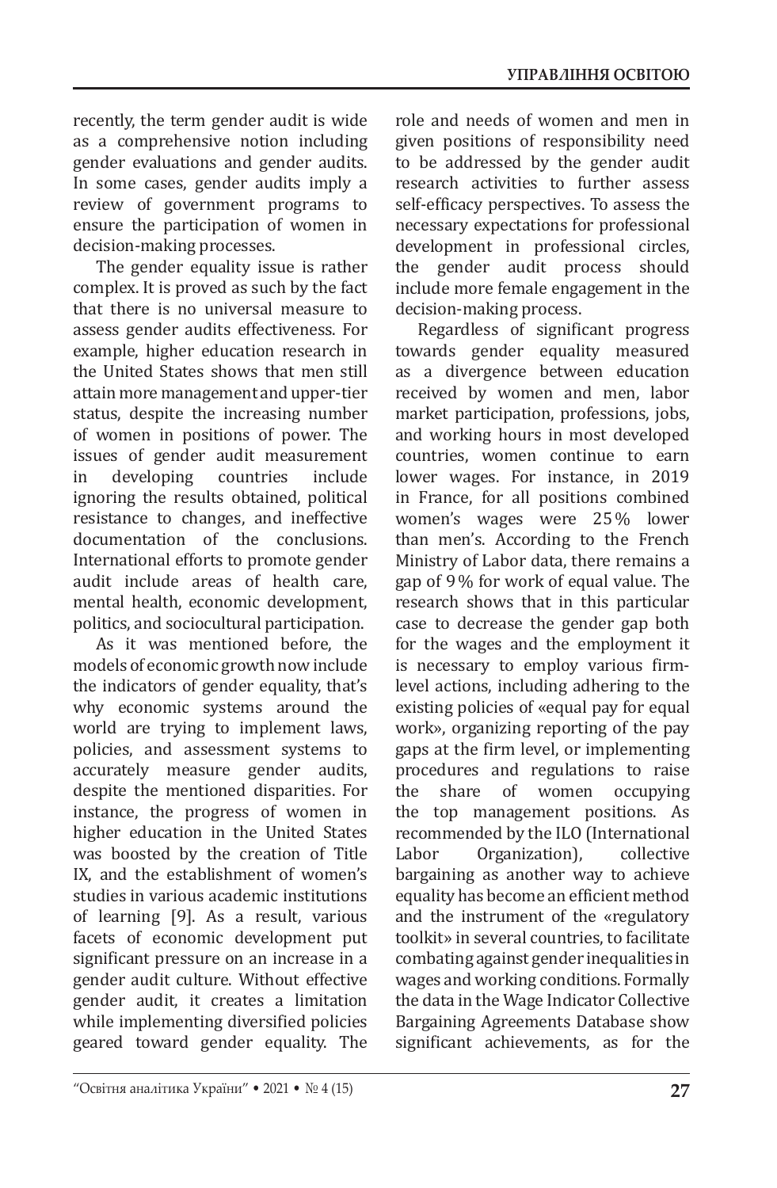recently, the term gender audit is wide as a comprehensive notion including gender evaluations and gender audits. In some cases, gender audits imply a review of government programs to ensure the participation of women in decision-making processes.

The gender equality issue is rather complex. It is proved as such by the fact that there is no universal measure to assess gender audits effectiveness. For example, higher education research in the United States shows that men still attain more management and upper-tier status, despite the increasing number of women in positions of power. The issues of gender audit measurement in developing countries include ignoring the results obtained, political resistance to changes, and ineffective documentation of the conclusions. International efforts to promote gender audit include areas of health care, mental health, economic development, politics, and sociocultural participation.

As it was mentioned before, the models of economic growth now include the indicators of gender equality, that's why economic systems around the world are trying to implement laws, policies, and assessment systems to accurately measure gender audits, despite the mentioned disparities. For instance, the progress of women in higher education in the United States was boosted by the creation of Title IX, and the establishment of women's studies in various academic institutions of learning [9]. As a result, various facets of economic development put significant pressure on an increase in a gender audit culture. Without effective gender audit, it creates a limitation while implementing diversified policies geared toward gender equality. The role and needs of women and men in given positions of responsibility need to be addressed by the gender audit research activities to further assess self-efficacy perspectives. To assess the necessary expectations for professional development in professional circles, the gender audit process should include more female engagement in the decision-making process.

Regardless of significant progress towards gender equality measured as a divergence between education received by women and men, labor market participation, professions, jobs, and working hours in most developed countries, women continue to earn lower wages. For instance, in 2019 in France, for all positions combined women's wages were 25% lower than men's. According to the French Ministry of Labor data, there remains a gap of 9% for work of equal value. The research shows that in this particular case to decrease the gender gap both for the wages and the employment it is necessary to employ various firm-level actions, including adhering to the existing policies of «equal pay for equal work», organizing reporting of the pay gaps at the firm level, or implementing procedures and regulations to raise the share of women occupying the top management positions. As recommended by the ILO (International Labor Organization), collective bargaining as another way to achieve equality has become an efficient method and the instrument of the «regulatory toolkit» in several countries, to facilitate combating against gender inequalities in wages and working conditions. Formally the data in the Wage Indicator Collective Bargaining Agreements Database show significant achievements, as for the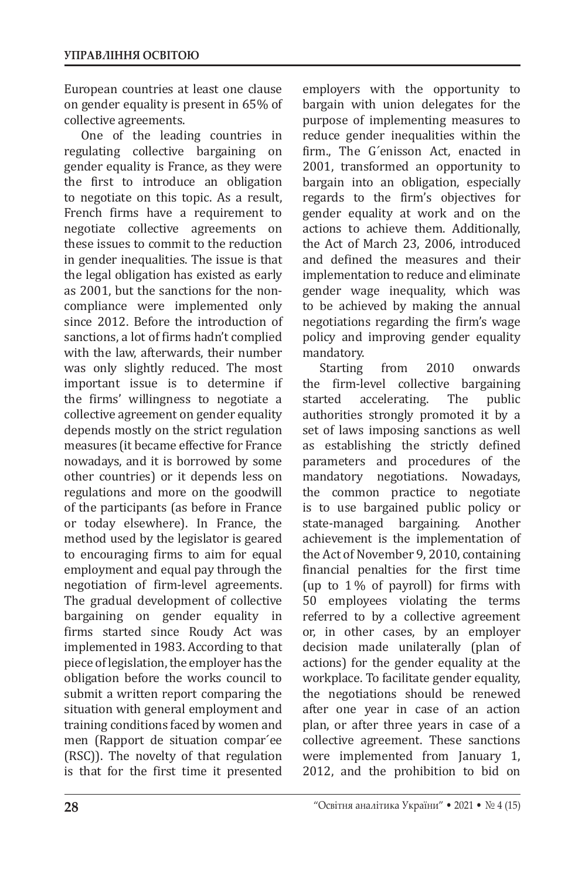European countries at least one clause on gender equality is present in 65% of collective agreements.

One of the leading countries in regulating collective bargaining on gender equality is France, as they were the first to introduce an obligation to negotiate on this topic. As a result, French firms have a requirement to negotiate collective agreements on these issues to commit to the reduction in gender inequalities. The issue is that the legal obligation has existed as early as 2001, but the sanctions for the non-compliance were implemented only since 2012. Before the introduction of sanctions, a lot of firms hadn't complied with the law, afterwards, their number was only slightly reduced. The most important issue is to determine if the firms' willingness to negotiate a collective agreement on gender equality depends mostly on the strict regulation measures (it became effective for France nowadays, and it is borrowed by some other countries) or it depends less on regulations and more on the goodwill of the participants (as before in France or today elsewhere). In France, the method used by the legislator is geared to encouraging firms to aim for equal employment and equal pay through the negotiation of firm-level agreements. The gradual development of collective bargaining on gender equality in firms started since Roudy Act was implemented in 1983. According to that piece of legislation, the employer has the obligation before the works council to submit a written report comparing the situation with general employment and training conditions faced by women and men (Rapport de situation compar´ee (RSC)). The novelty of that regulation is that for the first time it presented employers with the opportunity to bargain with union delegates for the purpose of implementing measures to reduce gender inequalities within the firm., The G´enisson Act, enacted in 2001, transformed an opportunity to bargain into an obligation, especially regards to the firm's objectives for gender equality at work and on the actions to achieve them. Additionally, the Act of March 23, 2006, introduced and defined the measures and their implementation to reduce and eliminate gender wage inequality, which was to be achieved by making the annual negotiations regarding the firm's wage policy and improving gender equality mandatory.

Starting from 2010 onwards the firm-level collective bargaining started accelerating. The public authorities strongly promoted it by a set of laws imposing sanctions as well as establishing the strictly defined parameters and procedures of the mandatory negotiations. Nowadays, the common practice to negotiate is to use bargained public policy or state-managed bargaining. Another achievement is the implementation of the Act of November 9, 2010, containing financial penalties for the first time (up to 1% of payroll) for firms with 50 employees violating the terms referred to by a collective agreement or, in other cases, by an employer decision made unilaterally (plan of actions) for the gender equality at the workplace. To facilitate gender equality, the negotiations should be renewed after one year in case of an action plan, or after three years in case of a collective agreement. These sanctions were implemented from January 1, 2012, and the prohibition to bid on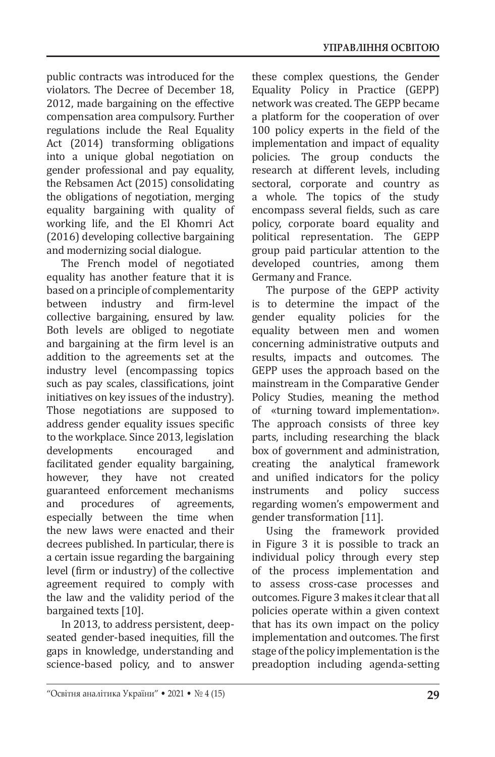public contracts was introduced for the violators. The Decree of December 18, 2012, made bargaining on the effective compensation area compulsory. Further regulations include the Real Equality Act (2014) transforming obligations into a unique global negotiation on gender professional and pay equality, the Rebsamen Act (2015) consolidating the obligations of negotiation, merging equality bargaining with quality of working life, and the El Khomri Act (2016) developing collective bargaining and modernizing social dialogue.

The French model of negotiated equality has another feature that it is based on a principle of complementarity between industry and firm-level collective bargaining, ensured by law. Both levels are obliged to negotiate and bargaining at the firm level is an addition to the agreements set at the industry level (encompassing topics such as pay scales, classifications, joint initiatives on key issues of the industry). Those negotiations are supposed to address gender equality issues specific to the workplace. Since 2013, legislation developments encouraged and facilitated gender equality bargaining, however, they have not created guaranteed enforcement mechanisms and procedures of agreements, especially between the time when the new laws were enacted and their decrees published. In particular, there is a certain issue regarding the bargaining level (firm or industry) of the collective agreement required to comply with the law and the validity period of the bargained texts [10].

In 2013, to address persistent, deep-seated gender-based inequities, fill the gaps in knowledge, understanding and science-based policy, and to answer these complex questions, the Gender Equality Policy in Practice (GEPP) network was created. The GEPP became a platform for the cooperation of over 100 policy experts in the field of the implementation and impact of equality policies. The group conducts the research at different levels, including sectoral, corporate and country as a whole. The topics of the study encompass several fields, such as care policy, corporate board equality and political representation. The GEPP group paid particular attention to the developed countries, among them Germany and France.

The purpose of the GEPP activity is to determine the impact of the gender equality policies for the equality between men and women concerning administrative outputs and results, impacts and outcomes. The GEPP uses the approach based on the mainstream in the Comparative Gender Policy Studies, meaning the method of «turning toward implementation». The approach consists of three key parts, including researching the black box of government and administration, creating the analytical framework and unified indicators for the policy instruments and policy success regarding women's empowerment and gender transformation [11].

Using the framework provided in Figure 3 it is possible to track an individual policy through every step of the process implementation and to assess cross-case processes and outcomes. Figure 3 makes it clear that all policies operate within a given context that has its own impact on the policy implementation and outcomes. The first stage of the policy implementation is the preadoption including agenda-setting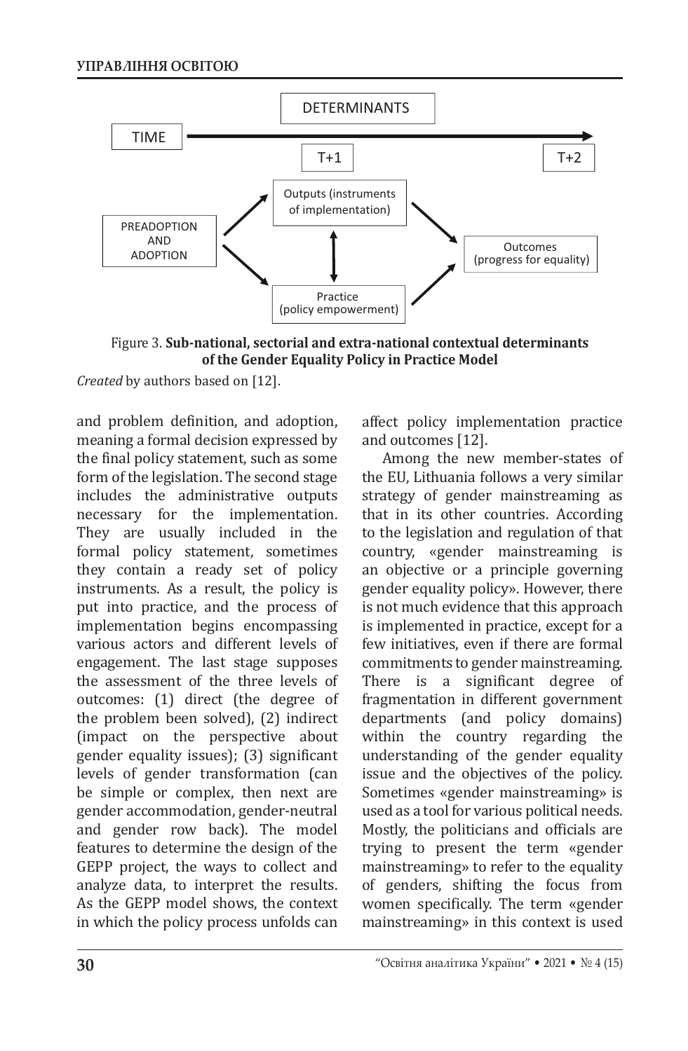DETERMINANTS

TIME → T+1 … T+2

PREADOPTION AND ADOPTION → Outputs (instruments of implementation) ↔ Practice (policy empowerment) → Outcomes (progress for equality)

Figure 3. **Sub-national, sectorial and extra-national contextual determinants of the Gender Equality Policy in Practice Model**

*Created* by authors based on [12].

and problem definition, and adoption, meaning a formal decision expressed by the final policy statement, such as some form of the legislation. The second stage includes the administrative outputs necessary for the implementation. They are usually included in the formal policy statement, sometimes they contain a ready set of policy instruments. As a result, the policy is put into practice, and the process of implementation begins encompassing various actors and different levels of engagement. The last stage supposes the assessment of the three levels of outcomes: (1) direct (the degree of the problem been solved), (2) indirect (impact on the perspective about gender equality issues); (3) significant levels of gender transformation (can be simple or complex, then next are gender accommodation, gender-neutral and gender row back). The model features to determine the design of the GEPP project, the ways to collect and analyze data, to interpret the results. As the GEPP model shows, the context in which the policy process unfolds can affect policy implementation practice and outcomes [12].

Among the new member-states of the EU, Lithuania follows a very similar strategy of gender mainstreaming as that in its other countries. According to the legislation and regulation of that country, «gender mainstreaming is an objective or a principle governing gender equality policy». However, there is not much evidence that this approach is implemented in practice, except for a few initiatives, even if there are formal commitments to gender mainstreaming. There is a significant degree of fragmentation in different government departments (and policy domains) within the country regarding the understanding of the gender equality issue and the objectives of the policy. Sometimes «gender mainstreaming» is used as a tool for various political needs. Mostly, the politicians and officials are trying to present the term «gender mainstreaming» to refer to the equality of genders, shifting the focus from women specifically. The term «gender mainstreaming» in this context is used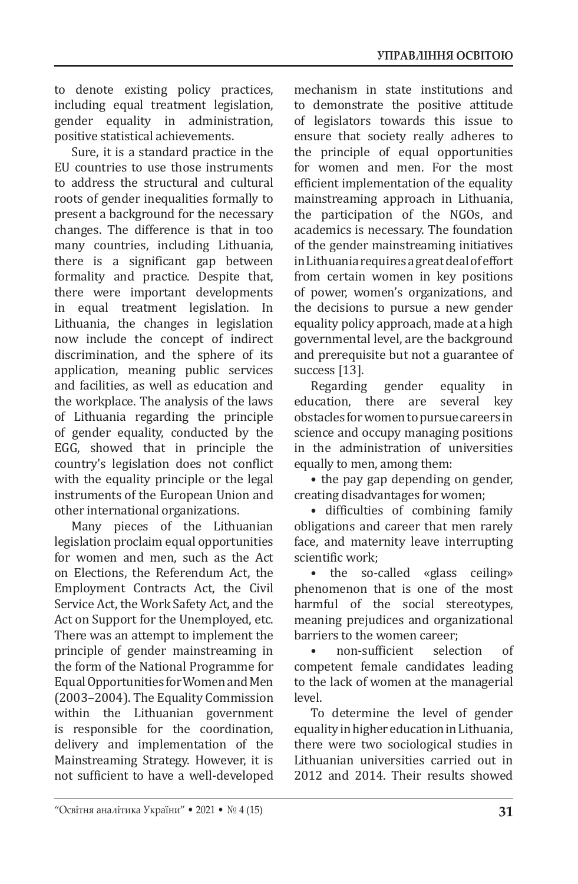to denote existing policy practices, including equal treatment legislation, gender equality in administration, positive statistical achievements.

Sure, it is a standard practice in the EU countries to use those instruments to address the structural and cultural roots of gender inequalities formally to present a background for the necessary changes. The difference is that in too many countries, including Lithuania, there is a significant gap between formality and practice. Despite that, there were important developments in equal treatment legislation. In Lithuania, the changes in legislation now include the concept of indirect discrimination, and the sphere of its application, meaning public services and facilities, as well as education and the workplace. The analysis of the laws of Lithuania regarding the principle of gender equality, conducted by the EGG, showed that in principle the country's legislation does not conflict with the equality principle or the legal instruments of the European Union and other international organizations.

Many pieces of the Lithuanian legislation proclaim equal opportunities for women and men, such as the Act on Elections, the Referendum Act, the Employment Contracts Act, the Civil Service Act, the Work Safety Act, and the Act on Support for the Unemployed, etc. There was an attempt to implement the principle of gender mainstreaming in the form of the National Programme for Equal Opportunities for Women and Men (2003–2004). The Equality Commission within the Lithuanian government is responsible for the coordination, delivery and implementation of the Mainstreaming Strategy. However, it is not sufficient to have a well-developed mechanism in state institutions and to demonstrate the positive attitude of legislators towards this issue to ensure that society really adheres to the principle of equal opportunities for women and men. For the most efficient implementation of the equality mainstreaming approach in Lithuania, the participation of the NGOs, and academics is necessary. The foundation of the gender mainstreaming initiatives in Lithuania requires a great deal of effort from certain women in key positions of power, women's organizations, and the decisions to pursue a new gender equality policy approach, made at a high governmental level, are the background and prerequisite but not a guarantee of success [13].

Regarding gender equality in education, there are several key obstacles for women to pursue careers in science and occupy managing positions in the administration of universities equally to men, among them:

- the pay gap depending on gender, creating disadvantages for women;
- difficulties of combining family obligations and career that men rarely face, and maternity leave interrupting scientific work;
- the so-called «glass ceiling» phenomenon that is one of the most harmful of the social stereotypes, meaning prejudices and organizational barriers to the women career;
- non-sufficient selection of competent female candidates leading to the lack of women at the managerial level.

To determine the level of gender equality in higher education in Lithuania, there were two sociological studies in Lithuanian universities carried out in 2012 and 2014. Their results showed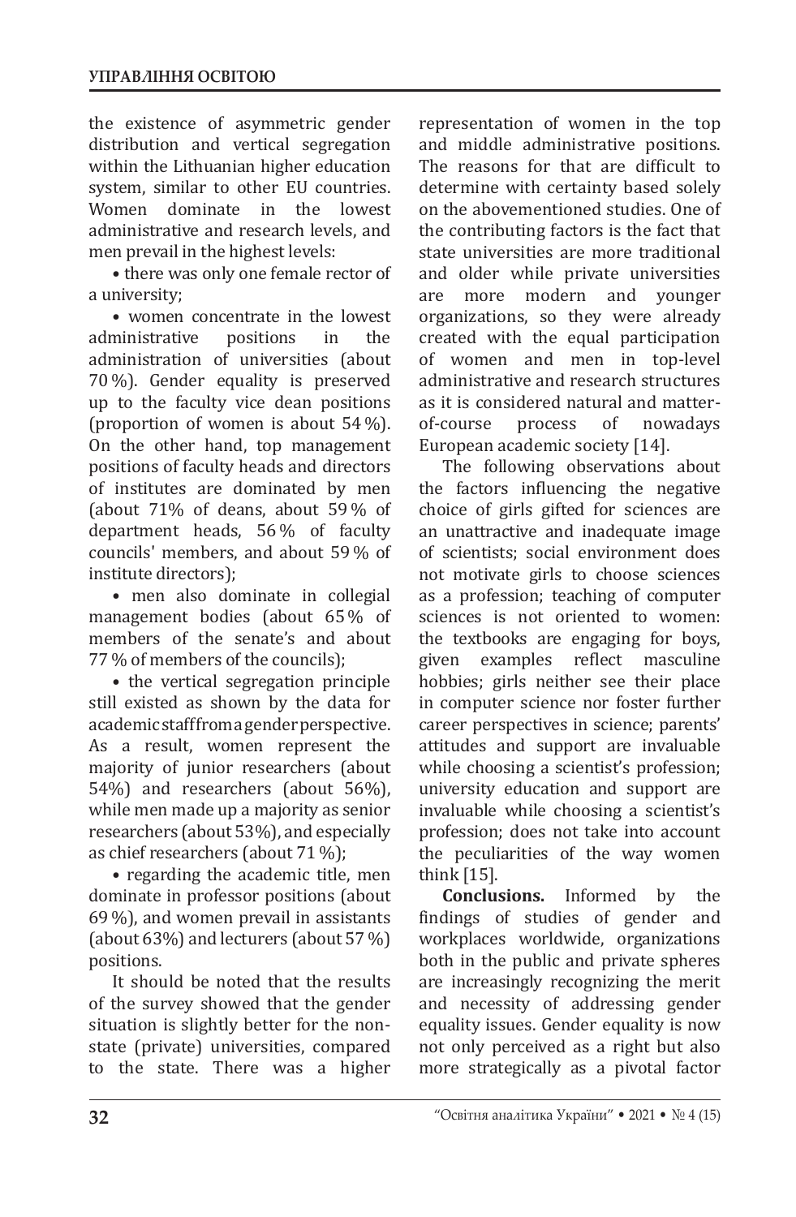the existence of asymmetric gender distribution and vertical segregation within the Lithuanian higher education system, similar to other EU countries. Women dominate in the lowest administrative and research levels, and men prevail in the highest levels:

• there was only one female rector of a university;

• women concentrate in the lowest administrative positions in the administration of universities (about 70 %). Gender equality is preserved up to the faculty vice dean positions (proportion of women is about 54 %). On the other hand, top management positions of faculty heads and directors of institutes are dominated by men (about 71% of deans, about 59 % of department heads, 56 % of faculty councils' members, and about 59 % of institute directors);

• men also dominate in collegial management bodies (about 65 % of members of the senate's and about 77 % of members of the councils);

• the vertical segregation principle still existed as shown by the data for academic staff from a gender perspective. As a result, women represent the majority of junior researchers (about 54%) and researchers (about 56%), while men made up a majority as senior researchers (about 53%), and especially as chief researchers (about 71 %);

• regarding the academic title, men dominate in professor positions (about 69 %), and women prevail in assistants (about 63%) and lecturers (about 57 %) positions.

It should be noted that the results of the survey showed that the gender situation is slightly better for the non-state (private) universities, compared to the state. There was a higher representation of women in the top and middle administrative positions. The reasons for that are difficult to determine with certainty based solely on the abovementioned studies. One of the contributing factors is the fact that state universities are more traditional and older while private universities are more modern and younger organizations, so they were already created with the equal participation of women and men in top-level administrative and research structures as it is considered natural and matter-of-course process of nowadays European academic society [14].

The following observations about the factors influencing the negative choice of girls gifted for sciences are an unattractive and inadequate image of scientists; social environment does not motivate girls to choose sciences as a profession; teaching of computer sciences is not oriented to women: the textbooks are engaging for boys, given examples reflect masculine hobbies; girls neither see their place in computer science nor foster further career perspectives in science; parents' attitudes and support are invaluable while choosing a scientist's profession; university education and support are invaluable while choosing a scientist's profession; does not take into account the peculiarities of the way women think [15].

**Conclusions.** Informed by the findings of studies of gender and workplaces worldwide, organizations both in the public and private spheres are increasingly recognizing the merit and necessity of addressing gender equality issues. Gender equality is now not only perceived as a right but also more strategically as a pivotal factor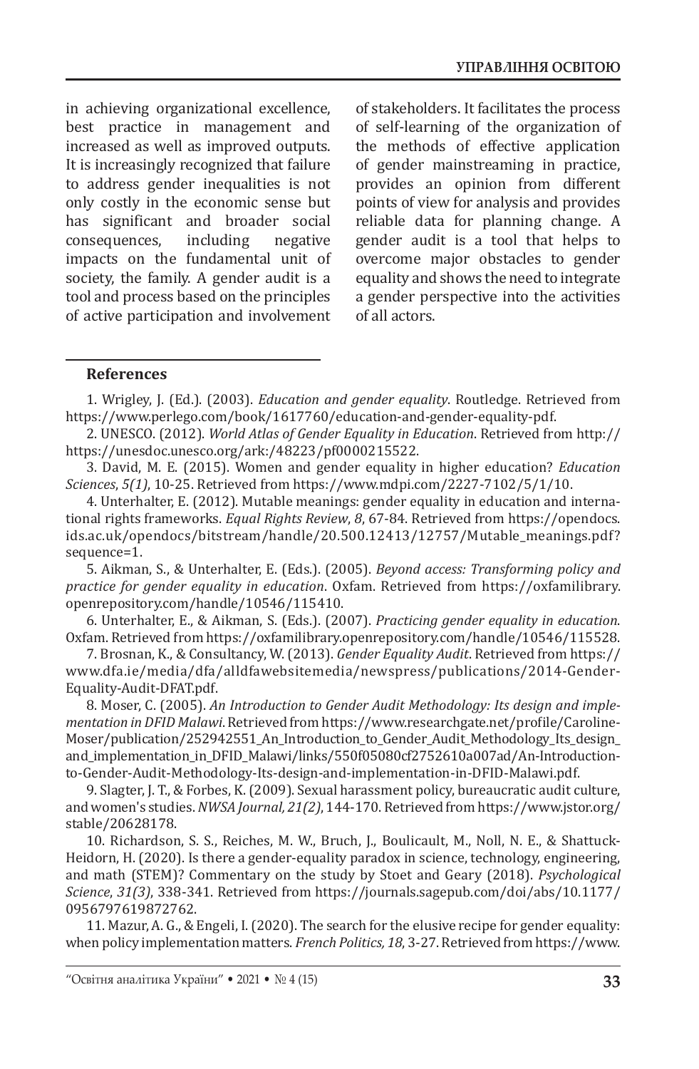in achieving organizational excellence, best practice in management and increased as well as improved outputs. It is increasingly recognized that failure to address gender inequalities is not only costly in the economic sense but has significant and broader social consequences, including negative impacts on the fundamental unit of society, the family. A gender audit is a tool and process based on the principles of active participation and involvement of stakeholders. It facilitates the process of self-learning of the organization of the methods of effective application of gender mainstreaming in practice, provides an opinion from different points of view for analysis and provides reliable data for planning change. A gender audit is a tool that helps to overcome major obstacles to gender equality and shows the need to integrate a gender perspective into the activities of all actors.

**References**

1. Wrigley, J. (Ed.). (2003). *Education and gender equality*. Routledge. Retrieved from https://www.perlego.com/book/1617760/education-and-gender-equality-pdf.

2. UNESCO. (2012). *World Atlas of Gender Equality in Education*. Retrieved from http:// https://unesdoc.unesco.org/ark:/48223/pf0000215522.

3. David, M. E. (2015). Women and gender equality in higher education? *Education Sciences*, *5(1)*, 10-25. Retrieved from https://www.mdpi.com/2227-7102/5/1/10.

4. Unterhalter, E. (2012). Mutable meanings: gender equality in education and international rights frameworks. *Equal Rights Review*, *8*, 67-84. Retrieved from https://opendocs.ids.ac.uk/opendocs/bitstream/handle/20.500.12413/12757/Mutable_meanings.pdf?sequence=1.

5. Aikman, S., & Unterhalter, E. (Eds.). (2005). *Beyond access: Transforming policy and practice for gender equality in education*. Oxfam. Retrieved from https://oxfamilibrary.openrepository.com/handle/10546/115410.

6. Unterhalter, E., & Aikman, S. (Eds.). (2007). *Practicing gender equality in education*. Oxfam. Retrieved from https://oxfamilibrary.openrepository.com/handle/10546/115528.

7. Brosnan, K., & Consultancy, W. (2013). *Gender Equality Audit*. Retrieved from https://www.dfa.ie/media/dfa/alldfawebsitemedia/newspress/publications/2014-Gender-Equality-Audit-DFAT.pdf.

8. Moser, C. (2005). *An Introduction to Gender Audit Methodology: Its design and implementation in DFID Malawi*. Retrieved from https://www.researchgate.net/profile/Caroline-Moser/publication/252942551_An_Introduction_to_Gender_Audit_Methodology_Its_design_and_implementation_in_DFID_Malawi/links/550f05080cf2752610a007ad/An-Introduction-to-Gender-Audit-Methodology-Its-design-and-implementation-in-DFID-Malawi.pdf.

9. Slagter, J. T., & Forbes, K. (2009). Sexual harassment policy, bureaucratic audit culture, and women's studies. *NWSA Journal, 21(2)*, 144-170. Retrieved from https://www.jstor.org/stable/20628178.

10. Richardson, S. S., Reiches, M. W., Bruch, J., Boulicault, M., Noll, N. E., & Shattuck-Heidorn, H. (2020). Is there a gender-equality paradox in science, technology, engineering, and math (STEM)? Commentary on the study by Stoet and Geary (2018). *Psychological Science*, *31(3)*, 338-341. Retrieved from https://journals.sagepub.com/doi/abs/10.1177/0956797619872762.

11. Mazur, A. G., & Engeli, I. (2020). The search for the elusive recipe for gender equality: when policy implementation matters. *French Politics, 18*, 3-27. Retrieved from https://www.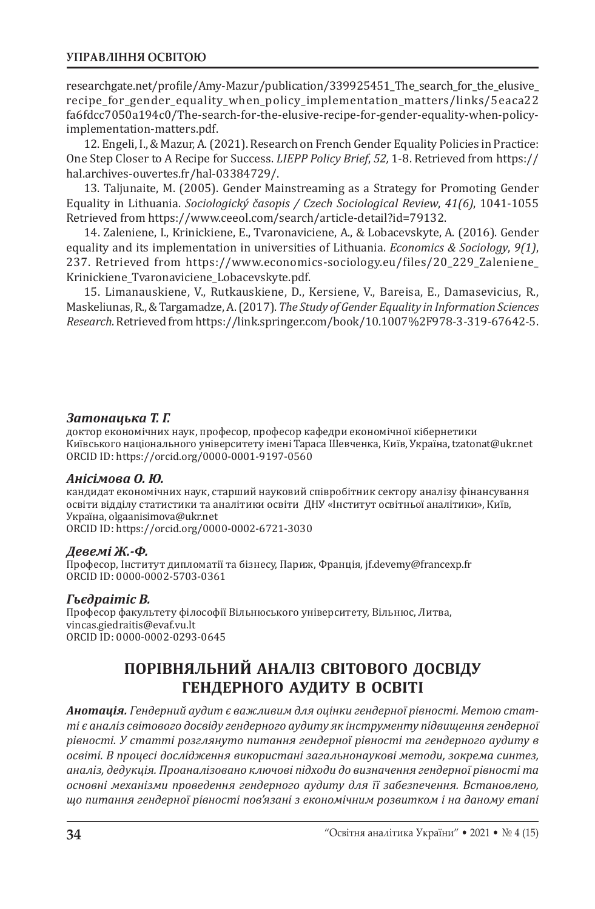researchgate.net/profile/Amy-Mazur/publication/339925451_The_search_for_the_elusive_recipe_for_gender_equality_when_policy_implementation_matters/links/5eaca22fa6fdcc7050a194c0/The-search-for-the-elusive-recipe-for-gender-equality-when-policy-implementation-matters.pdf.

12. Engeli, I., & Mazur, A. (2021). Research on French Gender Equality Policies in Practice: One Step Closer to A Recipe for Success. *LIEPP Policy Brief*, *52,* 1-8. Retrieved from https://hal.archives-ouvertes.fr/hal-03384729/.

13. Taljunaite, M. (2005). Gender Mainstreaming as a Strategy for Promoting Gender Equality in Lithuania. *Sociologický časopis / Czech Sociological Review*, *41(6)*, 1041-1055 Retrieved from https://www.ceeol.com/search/article-detail?id=79132.

14. Zaleniene, I., Krinickiene, E., Tvaronaviciene, A., & Lobacevskyte, A. (2016). Gender equality and its implementation in universities of Lithuania. *Economics & Sociology*, *9(1)*, 237. Retrieved from https://www.economics-sociology.eu/files/20_229_Zaleniene_Krinickiene_Tvaronaviciene_Lobacevskyte.pdf.

15. Limanauskiene, V., Rutkauskiene, D., Kersiene, V., Bareisa, E., Damasevicius, R., Maskeliunas, R., & Targamadze, A. (2017). *The Study of Gender Equality in Information Sciences Research*. Retrieved from https://link.springer.com/book/10.1007%2F978-3-319-67642-5.

***Затонацька Т. Г.***
доктор економічних наук, професор, професор кафедри економічної кібернетики Київського національного університету імені Тараса Шевченка, Київ, Україна, tzatonat@ukr.net
ORCID ID: https://orcid.org/0000-0001-9197-0560

***Анісімова О. Ю.***
кандидат економічних наук, старший науковий співробітник сектору аналізу фінансування освіти відділу статистики та аналітики освіти ДНУ «Інститут освітньої аналітики», Київ, Україна, olgaanisimova@ukr.net
ORCID ID: https://orcid.org/0000-0002-6721-3030

***Девемі Ж.-Ф.***
Професор, Інститут дипломатії та бізнесу, Париж, Франція, jf.devemy@francexp.fr
ORCID ID: 0000-0002-5703-0361

***Гьєдраітіс В.***
Професор факультету філософії Вільнюського університету, Вільнюс, Литва, vincas.giedraitis@evaf.vu.lt
ORCID ID: 0000-0002-0293-0645

## ПОРІВНЯЛЬНИЙ АНАЛІЗ СВІТОВОГО ДОСВІДУ ГЕНДЕРНОГО АУДИТУ В ОСВІТІ

***Анотація.*** *Гендерний аудит є важливим для оцінки гендерної рівності. Метою статті є аналіз світового досвіду гендерного аудиту як інструменту підвищення гендерної рівності. У статті розглянуто питання гендерної рівності та гендерного аудиту в освіті. В процесі дослідження використані загальнонаукові методи, зокрема синтез, аналіз, дедукція. Проаналізовано ключові підходи до визначення гендерної рівності та основні механізми проведення гендерного аудиту для її забезпечення. Встановлено, що питання гендерної рівності пов'язані з економічним розвитком і на даному етапі*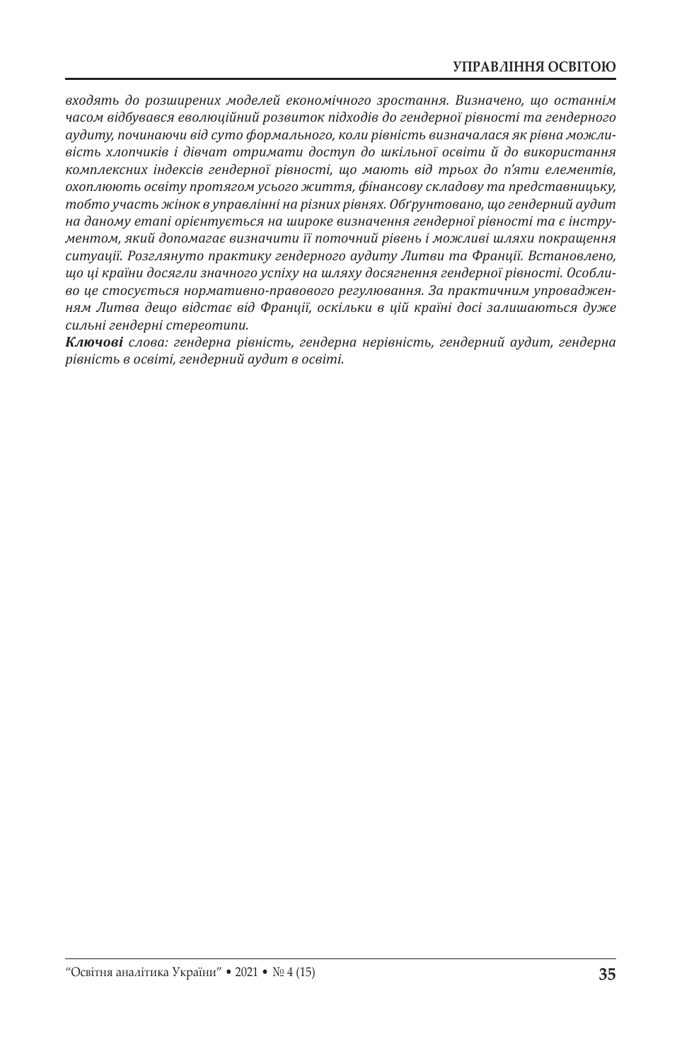*входять до розширених моделей економічного зростання. Визначено, що останнім часом відбувався еволюційний розвиток підходів до гендерної рівності та гендерного аудиту, починаючи від суто формального, коли рівність визначалася як рівна можливість хлопчиків і дівчат отримати доступ до шкільної освіти й до використання комплексних індексів гендерної рівності, що мають від трьох до п'яти елементів, охоплюють освіту протягом усього життя, фінансову складову та представницьку, тобто участь жінок в управлінні на різних рівнях. Обґрунтовано, що гендерний аудит на даному етапі орієнтується на широке визначення гендерної рівності та є інструментом, який допомагає визначити її поточний рівень і можливі шляхи покращення ситуації. Розглянуто практику гендерного аудиту Литви та Франції. Встановлено, що ці країни досягли значного успіху на шляху досягнення гендерної рівності. Особливо це стосується нормативно-правового регулювання. За практичним упровадженням Литва дещо відстає від Франції, оскільки в цій країні досі залишаються дуже сильні гендерні стереотипи.*

***Ключові** слова: гендерна рівність, гендерна нерівність, гендерний аудит, гендерна рівність в освіті, гендерний аудит в освіті.*